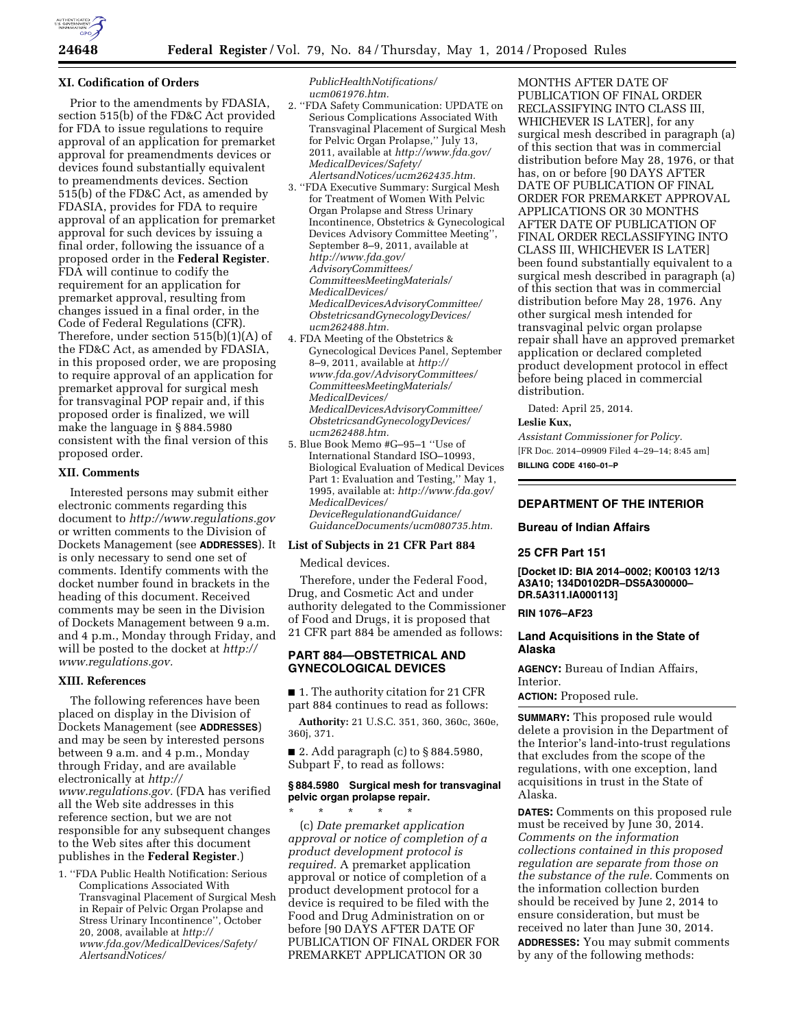## XI. Codification of Orders

Prior to the amendments by FDASIA, section 515(b) of the FD&C Act provided for FDA to issue regulations to require approval of an application for premarket approval for preamendments devices or devices found substantially equivalent to preamendments devices. Section 515(b) of the FD&C Act, as amended by FDASIA, provides for FDA to require approval of an application for premarket approval for such devices by issuing a final order, following the issuance of a proposed order in the **Federal Register**. FDA will continue to codify the requirement for an application for premarket approval, resulting from changes issued in a final order, in the Code of Federal Regulations (CFR). Therefore, under section 515(b)(1)(A) of the FD&C Act, as amended by FDASIA, in this proposed order, we are proposing to require approval of an application for premarket approval for surgical mesh for transvaginal POP repair and, if this proposed order is finalized, we will make the language in § 884.5980 consistent with the final version of this proposed order.

## XII. Comments

Interested persons may submit either electronic comments regarding this document to *http://www.regulations.gov* or written comments to the Division of Dockets Management (see **ADDRESSES**). It is only necessary to send one set of comments. Identify comments with the docket number found in brackets in the heading of this document. Received comments may be seen in the Division of Dockets Management between 9 a.m. and 4 p.m., Monday through Friday, and will be posted to the docket at *http://www.regulations.gov.*

## XIII. References

The following references have been placed on display in the Division of Dockets Management (see **ADDRESSES**) and may be seen by interested persons between 9 a.m. and 4 p.m., Monday through Friday, and are available electronically at *http://www.regulations.gov.* (FDA has verified all the Web site addresses in this reference section, but we are not responsible for any subsequent changes to the Web sites after this document publishes in the **Federal Register**.)

1. ''FDA Public Health Notification: Serious Complications Associated With Transvaginal Placement of Surgical Mesh in Repair of Pelvic Organ Prolapse and Stress Urinary Incontinence'', October 20, 2008, available at *http://www.fda.gov/MedicalDevices/Safety/AlertsandNotices/PublicHealthNotifications/ucm061976.htm.*
2. ''FDA Safety Communication: UPDATE on Serious Complications Associated With Transvaginal Placement of Surgical Mesh for Pelvic Organ Prolapse,'' July 13, 2011, available at *http://www.fda.gov/MedicalDevices/Safety/AlertsandNotices/ucm262435.htm.*
3. ''FDA Executive Summary: Surgical Mesh for Treatment of Women With Pelvic Organ Prolapse and Stress Urinary Incontinence, Obstetrics & Gynecological Devices Advisory Committee Meeting'', September 8–9, 2011, available at *http://www.fda.gov/AdvisoryCommittees/CommitteesMeetingMaterials/MedicalDevices/MedicalDevicesAdvisoryCommittee/ObstetricsandGynecologyDevices/ucm262488.htm.*
4. FDA Meeting of the Obstetrics & Gynecological Devices Panel, September 8–9, 2011, available at *http://www.fda.gov/AdvisoryCommittees/CommitteesMeetingMaterials/MedicalDevices/MedicalDevicesAdvisoryCommittee/ObstetricsandGynecologyDevices/ucm262488.htm.*
5. Blue Book Memo #G–95–1 ''Use of International Standard ISO–10993, Biological Evaluation of Medical Devices Part 1: Evaluation and Testing,'' May 1, 1995, available at: *http://www.fda.gov/MedicalDevices/DeviceRegulationandGuidance/GuidanceDocuments/ucm080735.htm.*

### List of Subjects in 21 CFR Part 884

Medical devices.

Therefore, under the Federal Food, Drug, and Cosmetic Act and under authority delegated to the Commissioner of Food and Drugs, it is proposed that 21 CFR part 884 be amended as follows:

## PART 884—OBSTETRICAL AND GYNECOLOGICAL DEVICES

■ 1. The authority citation for 21 CFR part 884 continues to read as follows:

**Authority:** 21 U.S.C. 351, 360, 360c, 360e, 360j, 371.

■ 2. Add paragraph (c) to § 884.5980, Subpart F, to read as follows:

### § 884.5980 Surgical mesh for transvaginal pelvic organ prolapse repair.

\* \* \* \* \*

(c) *Date premarket application approval or notice of completion of a product development protocol is required.* A premarket application approval or notice of completion of a product development protocol for a device is required to be filed with the Food and Drug Administration on or before [90 DAYS AFTER DATE OF PUBLICATION OF FINAL ORDER FOR PREMARKET APPLICATION OR 30 MONTHS AFTER DATE OF PUBLICATION OF FINAL ORDER RECLASSIFYING INTO CLASS III, WHICHEVER IS LATER], for any surgical mesh described in paragraph (a) of this section that was in commercial distribution before May 28, 1976, or that has, on or before [90 DAYS AFTER DATE OF PUBLICATION OF FINAL ORDER FOR PREMARKET APPROVAL APPLICATIONS OR 30 MONTHS AFTER DATE OF PUBLICATION OF FINAL ORDER RECLASSIFYING INTO CLASS III, WHICHEVER IS LATER] been found substantially equivalent to a surgical mesh described in paragraph (a) of this section that was in commercial distribution before May 28, 1976. Any other surgical mesh intended for transvaginal pelvic organ prolapse repair shall have an approved premarket application or declared completed product development protocol in effect before being placed in commercial distribution.

Dated: April 25, 2014.

**Leslie Kux,**

*Assistant Commissioner for Policy.*

[FR Doc. 2014–09909 Filed 4–29–14; 8:45 am]

**BILLING CODE 4160–01–P**

---

## DEPARTMENT OF THE INTERIOR

### Bureau of Indian Affairs

### 25 CFR Part 151

**[Docket ID: BIA 2014–0002; K00103 12/13 A3A10; 134D0102DR–DS5A300000–DR.5A311.IA000113]**

**RIN 1076–AF23**

### Land Acquisitions in the State of Alaska

**AGENCY:** Bureau of Indian Affairs, Interior.

**ACTION:** Proposed rule.

**SUMMARY:** This proposed rule would delete a provision in the Department of the Interior's land-into-trust regulations that excludes from the scope of the regulations, with one exception, land acquisitions in trust in the State of Alaska.

**DATES:** Comments on this proposed rule must be received by June 30, 2014. *Comments on the information collections contained in this proposed regulation are separate from those on the substance of the rule.* Comments on the information collection burden should be received by June 2, 2014 to ensure consideration, but must be received no later than June 30, 2014.

**ADDRESSES:** You may submit comments by any of the following methods: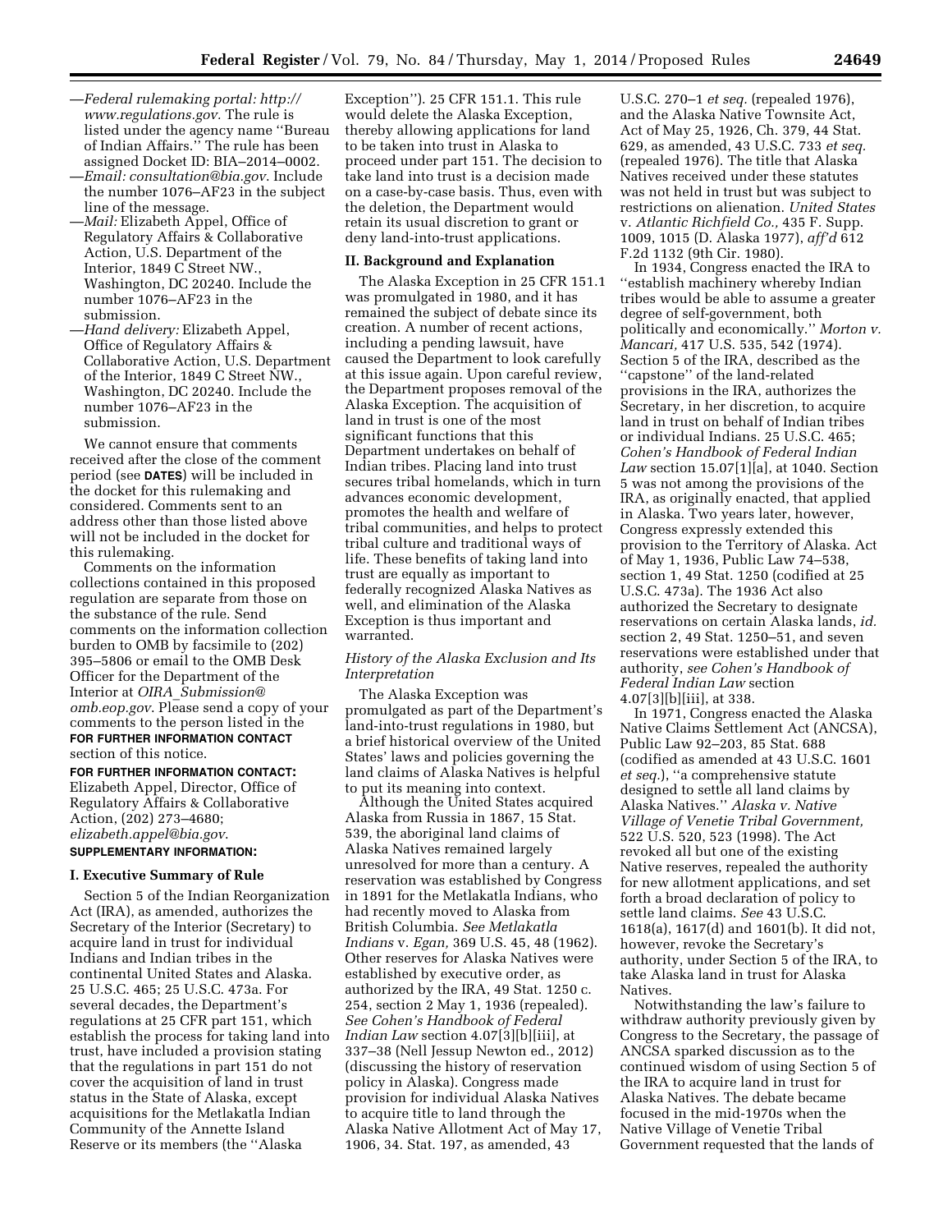—*Federal rulemaking portal: http://www.regulations.gov.* The rule is listed under the agency name ''Bureau of Indian Affairs.'' The rule has been assigned Docket ID: BIA–2014–0002.

—*Email: consultation@bia.gov.* Include the number 1076–AF23 in the subject line of the message.

—*Mail:* Elizabeth Appel, Office of Regulatory Affairs & Collaborative Action, U.S. Department of the Interior, 1849 C Street NW., Washington, DC 20240. Include the number 1076–AF23 in the submission.

—*Hand delivery:* Elizabeth Appel, Office of Regulatory Affairs & Collaborative Action, U.S. Department of the Interior, 1849 C Street NW., Washington, DC 20240. Include the number 1076–AF23 in the submission.

We cannot ensure that comments received after the close of the comment period (see **DATES**) will be included in the docket for this rulemaking and considered. Comments sent to an address other than those listed above will not be included in the docket for this rulemaking.

Comments on the information collections contained in this proposed regulation are separate from those on the substance of the rule. Send comments on the information collection burden to OMB by facsimile to (202) 395–5806 or email to the OMB Desk Officer for the Department of the Interior at *OIRA_Submission@omb.eop.gov*. Please send a copy of your comments to the person listed in the **FOR FURTHER INFORMATION CONTACT** section of this notice.

**FOR FURTHER INFORMATION CONTACT:** Elizabeth Appel, Director, Office of Regulatory Affairs & Collaborative Action, (202) 273–4680; *elizabeth.appel@bia.gov*.

**SUPPLEMENTARY INFORMATION:**

## I. Executive Summary of Rule

Section 5 of the Indian Reorganization Act (IRA), as amended, authorizes the Secretary of the Interior (Secretary) to acquire land in trust for individual Indians and Indian tribes in the continental United States and Alaska. 25 U.S.C. 465; 25 U.S.C. 473a. For several decades, the Department's regulations at 25 CFR part 151, which establish the process for taking land into trust, have included a provision stating that the regulations in part 151 do not cover the acquisition of land in trust status in the State of Alaska, except acquisitions for the Metlakatla Indian Community of the Annette Island Reserve or its members (the ''Alaska Exception''). 25 CFR 151.1. This rule would delete the Alaska Exception, thereby allowing applications for land to be taken into trust in Alaska to proceed under part 151. The decision to take land into trust is a decision made on a case-by-case basis. Thus, even with the deletion, the Department would retain its usual discretion to grant or deny land-into-trust applications.

## II. Background and Explanation

The Alaska Exception in 25 CFR 151.1 was promulgated in 1980, and it has remained the subject of debate since its creation. A number of recent actions, including a pending lawsuit, have caused the Department to look carefully at this issue again. Upon careful review, the Department proposes removal of the Alaska Exception. The acquisition of land in trust is one of the most significant functions that this Department undertakes on behalf of Indian tribes. Placing land into trust secures tribal homelands, which in turn advances economic development, promotes the health and welfare of tribal communities, and helps to protect tribal culture and traditional ways of life. These benefits of taking land into trust are equally as important to federally recognized Alaska Natives as well, and elimination of the Alaska Exception is thus important and warranted.

### *History of the Alaska Exclusion and Its Interpretation*

The Alaska Exception was promulgated as part of the Department's land-into-trust regulations in 1980, but a brief historical overview of the United States' laws and policies governing the land claims of Alaska Natives is helpful to put its meaning into context.

Although the United States acquired Alaska from Russia in 1867, 15 Stat. 539, the aboriginal land claims of Alaska Natives remained largely unresolved for more than a century. A reservation was established by Congress in 1891 for the Metlakatla Indians, who had recently moved to Alaska from British Columbia. *See Metlakatla Indians* v. *Egan,* 369 U.S. 45, 48 (1962). Other reserves for Alaska Natives were established by executive order, as authorized by the IRA, 49 Stat. 1250 c. 254, section 2 May 1, 1936 (repealed). *See Cohen's Handbook of Federal Indian Law* section 4.07[3][b][iii], at 337–38 (Nell Jessup Newton ed., 2012) (discussing the history of reservation policy in Alaska). Congress made provision for individual Alaska Natives to acquire title to land through the Alaska Native Allotment Act of May 17, 1906, 34. Stat. 197, as amended, 43 U.S.C. 270–1 *et seq.* (repealed 1976), and the Alaska Native Townsite Act, Act of May 25, 1926, Ch. 379, 44 Stat. 629, as amended, 43 U.S.C. 733 *et seq.* (repealed 1976). The title that Alaska Natives received under these statutes was not held in trust but was subject to restrictions on alienation. *United States* v. *Atlantic Richfield Co.,* 435 F. Supp. 1009, 1015 (D. Alaska 1977), *aff'd* 612 F.2d 1132 (9th Cir. 1980).

In 1934, Congress enacted the IRA to ''establish machinery whereby Indian tribes would be able to assume a greater degree of self-government, both politically and economically.'' *Morton v. Mancari,* 417 U.S. 535, 542 (1974). Section 5 of the IRA, described as the ''capstone'' of the land-related provisions in the IRA, authorizes the Secretary, in her discretion, to acquire land in trust on behalf of Indian tribes or individual Indians. 25 U.S.C. 465; *Cohen's Handbook of Federal Indian Law* section 15.07[1][a], at 1040. Section 5 was not among the provisions of the IRA, as originally enacted, that applied in Alaska. Two years later, however, Congress expressly extended this provision to the Territory of Alaska. Act of May 1, 1936, Public Law 74–538, section 1, 49 Stat. 1250 (codified at 25 U.S.C. 473a). The 1936 Act also authorized the Secretary to designate reservations on certain Alaska lands, *id.* section 2, 49 Stat. 1250–51, and seven reservations were established under that authority, *see Cohen's Handbook of Federal Indian Law* section 4.07[3][b][iii], at 338.

In 1971, Congress enacted the Alaska Native Claims Settlement Act (ANCSA), Public Law 92–203, 85 Stat. 688 (codified as amended at 43 U.S.C. 1601 *et seq.*), ''a comprehensive statute designed to settle all land claims by Alaska Natives.'' *Alaska v. Native Village of Venetie Tribal Government,* 522 U.S. 520, 523 (1998). The Act revoked all but one of the existing Native reserves, repealed the authority for new allotment applications, and set forth a broad declaration of policy to settle land claims. *See* 43 U.S.C. 1618(a), 1617(d) and 1601(b). It did not, however, revoke the Secretary's authority, under Section 5 of the IRA, to take Alaska land in trust for Alaska Natives.

Notwithstanding the law's failure to withdraw authority previously given by Congress to the Secretary, the passage of ANCSA sparked discussion as to the continued wisdom of using Section 5 of the IRA to acquire land in trust for Alaska Natives. The debate became focused in the mid-1970s when the Native Village of Venetie Tribal Government requested that the lands of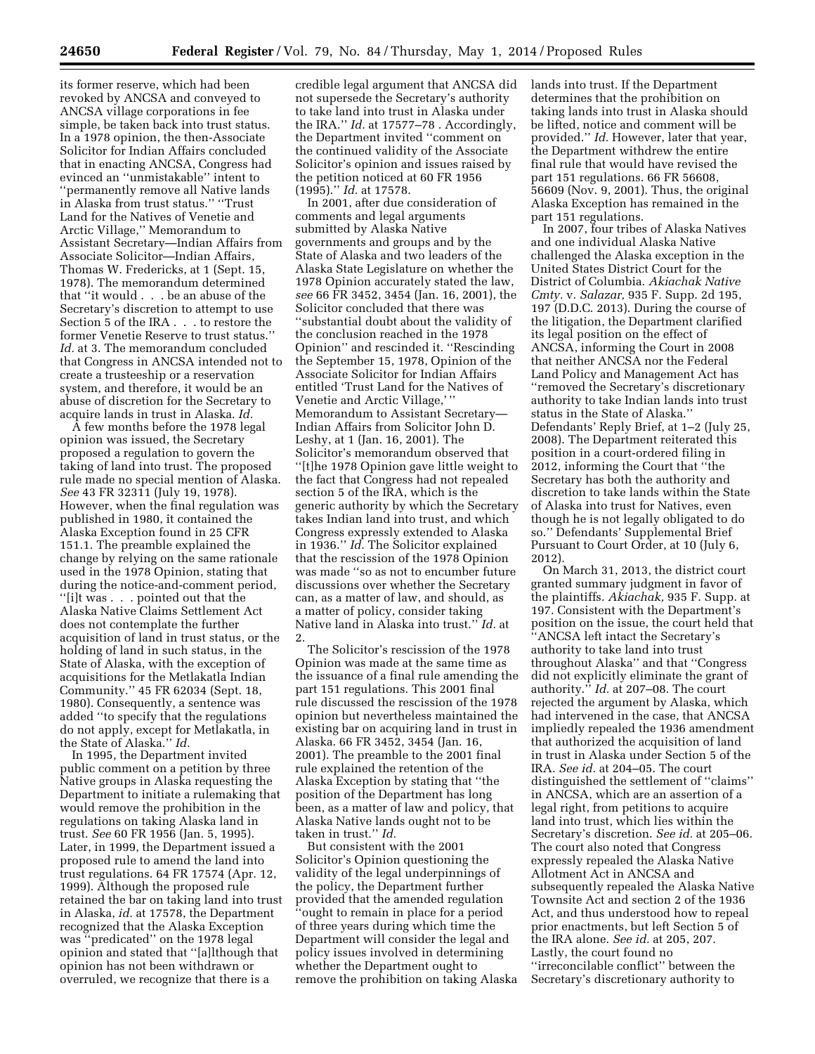its former reserve, which had been revoked by ANCSA and conveyed to ANCSA village corporations in fee simple, be taken back into trust status. In a 1978 opinion, the then-Associate Solicitor for Indian Affairs concluded that in enacting ANCSA, Congress had evinced an ''unmistakable'' intent to ''permanently remove all Native lands in Alaska from trust status.'' ''Trust Land for the Natives of Venetie and Arctic Village,'' Memorandum to Assistant Secretary—Indian Affairs from Associate Solicitor—Indian Affairs, Thomas W. Fredericks, at 1 (Sept. 15, 1978). The memorandum determined that ''it would . . . be an abuse of the Secretary's discretion to attempt to use Section 5 of the IRA . . . to restore the former Venetie Reserve to trust status.'' *Id.* at 3. The memorandum concluded that Congress in ANCSA intended not to create a trusteeship or a reservation system, and therefore, it would be an abuse of discretion for the Secretary to acquire lands in trust in Alaska. *Id.*

A few months before the 1978 legal opinion was issued, the Secretary proposed a regulation to govern the taking of land into trust. The proposed rule made no special mention of Alaska. *See* 43 FR 32311 (July 19, 1978). However, when the final regulation was published in 1980, it contained the Alaska Exception found in 25 CFR 151.1. The preamble explained the change by relying on the same rationale used in the 1978 Opinion, stating that during the notice-and-comment period, ''[i]t was . . . pointed out that the Alaska Native Claims Settlement Act does not contemplate the further acquisition of land in trust status, or the holding of land in such status, in the State of Alaska, with the exception of acquisitions for the Metlakatla Indian Community.'' 45 FR 62034 (Sept. 18, 1980). Consequently, a sentence was added ''to specify that the regulations do not apply, except for Metlakatla, in the State of Alaska.'' *Id.*

In 1995, the Department invited public comment on a petition by three Native groups in Alaska requesting the Department to initiate a rulemaking that would remove the prohibition in the regulations on taking Alaska land in trust. *See* 60 FR 1956 (Jan. 5, 1995). Later, in 1999, the Department issued a proposed rule to amend the land into trust regulations. 64 FR 17574 (Apr. 12, 1999). Although the proposed rule retained the bar on taking land into trust in Alaska, *id.* at 17578, the Department recognized that the Alaska Exception was ''predicated'' on the 1978 legal opinion and stated that ''[a]lthough that opinion has not been withdrawn or overruled, we recognize that there is a credible legal argument that ANCSA did not supersede the Secretary's authority to take land into trust in Alaska under the IRA.'' *Id.* at 17577–78 . Accordingly, the Department invited ''comment on the continued validity of the Associate Solicitor's opinion and issues raised by the petition noticed at 60 FR 1956 (1995).'' *Id.* at 17578.

In 2001, after due consideration of comments and legal arguments submitted by Alaska Native governments and groups and by the State of Alaska and two leaders of the Alaska State Legislature on whether the 1978 Opinion accurately stated the law, *see* 66 FR 3452, 3454 (Jan. 16, 2001), the Solicitor concluded that there was ''substantial doubt about the validity of the conclusion reached in the 1978 Opinion'' and rescinded it. ''Rescinding the September 15, 1978, Opinion of the Associate Solicitor for Indian Affairs entitled 'Trust Land for the Natives of Venetie and Arctic Village,' '' Memorandum to Assistant Secretary—Indian Affairs from Solicitor John D. Leshy, at 1 (Jan. 16, 2001). The Solicitor's memorandum observed that ''[t]he 1978 Opinion gave little weight to the fact that Congress had not repealed section 5 of the IRA, which is the generic authority by which the Secretary takes Indian land into trust, and which Congress expressly extended to Alaska in 1936.'' *Id.* The Solicitor explained that the rescission of the 1978 Opinion was made ''so as not to encumber future discussions over whether the Secretary can, as a matter of law, and should, as a matter of policy, consider taking Native land in Alaska into trust.'' *Id.* at 2.

The Solicitor's rescission of the 1978 Opinion was made at the same time as the issuance of a final rule amending the part 151 regulations. This 2001 final rule discussed the rescission of the 1978 opinion but nevertheless maintained the existing bar on acquiring land in trust in Alaska. 66 FR 3452, 3454 (Jan. 16, 2001). The preamble to the 2001 final rule explained the retention of the Alaska Exception by stating that ''the position of the Department has long been, as a matter of law and policy, that Alaska Native lands ought not to be taken in trust.'' *Id.*

But consistent with the 2001 Solicitor's Opinion questioning the validity of the legal underpinnings of the policy, the Department further provided that the amended regulation ''ought to remain in place for a period of three years during which time the Department will consider the legal and policy issues involved in determining whether the Department ought to remove the prohibition on taking Alaska lands into trust. If the Department determines that the prohibition on taking lands into trust in Alaska should be lifted, notice and comment will be provided.'' *Id.* However, later that year, the Department withdrew the entire final rule that would have revised the part 151 regulations. 66 FR 56608, 56609 (Nov. 9, 2001). Thus, the original Alaska Exception has remained in the part 151 regulations.

In 2007, four tribes of Alaska Natives and one individual Alaska Native challenged the Alaska exception in the United States District Court for the District of Columbia. *Akiachak Native Cmty.* v. *Salazar,* 935 F. Supp. 2d 195, 197 (D.D.C. 2013). During the course of the litigation, the Department clarified its legal position on the effect of ANCSA, informing the Court in 2008 that neither ANCSA nor the Federal Land Policy and Management Act has ''removed the Secretary's discretionary authority to take Indian lands into trust status in the State of Alaska.'' Defendants' Reply Brief, at 1–2 (July 25, 2008). The Department reiterated this position in a court-ordered filing in 2012, informing the Court that ''the Secretary has both the authority and discretion to take lands within the State of Alaska into trust for Natives, even though he is not legally obligated to do so.'' Defendants' Supplemental Brief Pursuant to Court Order, at 10 (July 6, 2012).

On March 31, 2013, the district court granted summary judgment in favor of the plaintiffs. *Akiachak,* 935 F. Supp. at 197. Consistent with the Department's position on the issue, the court held that ''ANCSA left intact the Secretary's authority to take land into trust throughout Alaska'' and that ''Congress did not explicitly eliminate the grant of authority.'' *Id.* at 207–08. The court rejected the argument by Alaska, which had intervened in the case, that ANCSA impliedly repealed the 1936 amendment that authorized the acquisition of land in trust in Alaska under Section 5 of the IRA. *See id.* at 204–05. The court distinguished the settlement of ''claims'' in ANCSA, which are an assertion of a legal right, from petitions to acquire land into trust, which lies within the Secretary's discretion. *See id.* at 205–06. The court also noted that Congress expressly repealed the Alaska Native Allotment Act in ANCSA and subsequently repealed the Alaska Native Townsite Act and section 2 of the 1936 Act, and thus understood how to repeal prior enactments, but left Section 5 of the IRA alone. *See id.* at 205, 207. Lastly, the court found no ''irreconcilable conflict'' between the Secretary's discretionary authority to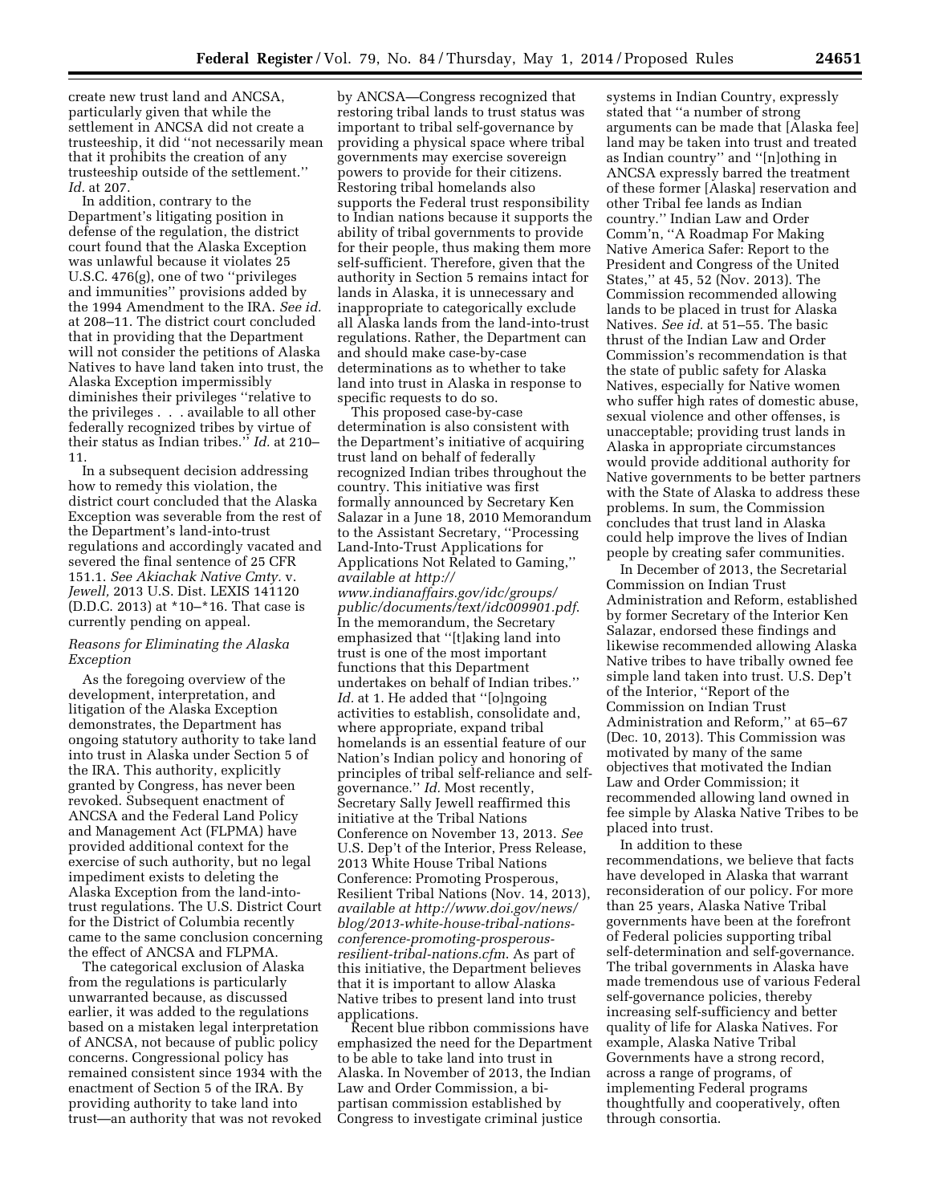create new trust land and ANCSA, particularly given that while the settlement in ANCSA did not create a trusteeship, it did ''not necessarily mean that it prohibits the creation of any trusteeship outside of the settlement.'' *Id.* at 207.

In addition, contrary to the Department's litigating position in defense of the regulation, the district court found that the Alaska Exception was unlawful because it violates 25 U.S.C. 476(g), one of two ''privileges and immunities'' provisions added by the 1994 Amendment to the IRA. *See id.* at 208–11. The district court concluded that in providing that the Department will not consider the petitions of Alaska Natives to have land taken into trust, the Alaska Exception impermissibly diminishes their privileges ''relative to the privileges . . . available to all other federally recognized tribes by virtue of their status as Indian tribes.'' *Id.* at 210–11.

In a subsequent decision addressing how to remedy this violation, the district court concluded that the Alaska Exception was severable from the rest of the Department's land-into-trust regulations and accordingly vacated and severed the final sentence of 25 CFR 151.1. *See Akiachak Native Cmty.* v. *Jewell,* 2013 U.S. Dist. LEXIS 141120 (D.D.C. 2013) at *10–*16. That case is currently pending on appeal.

### *Reasons for Eliminating the Alaska Exception*

As the foregoing overview of the development, interpretation, and litigation of the Alaska Exception demonstrates, the Department has ongoing statutory authority to take land into trust in Alaska under Section 5 of the IRA. This authority, explicitly granted by Congress, has never been revoked. Subsequent enactment of ANCSA and the Federal Land Policy and Management Act (FLPMA) have provided additional context for the exercise of such authority, but no legal impediment exists to deleting the Alaska Exception from the land-into-trust regulations. The U.S. District Court for the District of Columbia recently came to the same conclusion concerning the effect of ANCSA and FLPMA.

The categorical exclusion of Alaska from the regulations is particularly unwarranted because, as discussed earlier, it was added to the regulations based on a mistaken legal interpretation of ANCSA, not because of public policy concerns. Congressional policy has remained consistent since 1934 with the enactment of Section 5 of the IRA. By providing authority to take land into trust—an authority that was not revoked by ANCSA—Congress recognized that restoring tribal lands to trust status was important to tribal self-governance by providing a physical space where tribal governments may exercise sovereign powers to provide for their citizens. Restoring tribal homelands also supports the Federal trust responsibility to Indian nations because it supports the ability of tribal governments to provide for their people, thus making them more self-sufficient. Therefore, given that the authority in Section 5 remains intact for lands in Alaska, it is unnecessary and inappropriate to categorically exclude all Alaska lands from the land-into-trust regulations. Rather, the Department can and should make case-by-case determinations as to whether to take land into trust in Alaska in response to specific requests to do so.

This proposed case-by-case determination is also consistent with the Department's initiative of acquiring trust land on behalf of federally recognized Indian tribes throughout the country. This initiative was first formally announced by Secretary Ken Salazar in a June 18, 2010 Memorandum to the Assistant Secretary, ''Processing Land-Into-Trust Applications for Applications Not Related to Gaming,'' *available at http://www.indianaffairs.gov/idc/groups/public/documents/text/idc009901.pdf*. In the memorandum, the Secretary emphasized that ''[t]aking land into trust is one of the most important functions that this Department undertakes on behalf of Indian tribes.'' *Id.* at 1. He added that ''[o]ngoing activities to establish, consolidate and, where appropriate, expand tribal homelands is an essential feature of our Nation's Indian policy and honoring of principles of tribal self-reliance and self-governance.'' *Id.* Most recently, Secretary Sally Jewell reaffirmed this initiative at the Tribal Nations Conference on November 13, 2013. *See* U.S. Dep't of the Interior, Press Release, 2013 White House Tribal Nations Conference: Promoting Prosperous, Resilient Tribal Nations (Nov. 14, 2013), *available at http://www.doi.gov/news/blog/2013-white-house-tribal-nations-conference-promoting-prosperous-resilient-tribal-nations.cfm*. As part of this initiative, the Department believes that it is important to allow Alaska Native tribes to present land into trust applications.

Recent blue ribbon commissions have emphasized the need for the Department to be able to take land into trust in Alaska. In November of 2013, the Indian Law and Order Commission, a bi-partisan commission established by Congress to investigate criminal justice systems in Indian Country, expressly stated that ''a number of strong arguments can be made that [Alaska fee] land may be taken into trust and treated as Indian country'' and ''[n]othing in ANCSA expressly barred the treatment of these former [Alaska] reservation and other Tribal fee lands as Indian country.'' Indian Law and Order Comm'n, ''A Roadmap For Making Native America Safer: Report to the President and Congress of the United States,'' at 45, 52 (Nov. 2013). The Commission recommended allowing lands to be placed in trust for Alaska Natives. *See id.* at 51–55. The basic thrust of the Indian Law and Order Commission's recommendation is that the state of public safety for Alaska Natives, especially for Native women who suffer high rates of domestic abuse, sexual violence and other offenses, is unacceptable; providing trust lands in Alaska in appropriate circumstances would provide additional authority for Native governments to be better partners with the State of Alaska to address these problems. In sum, the Commission concludes that trust land in Alaska could help improve the lives of Indian people by creating safer communities.

In December of 2013, the Secretarial Commission on Indian Trust Administration and Reform, established by former Secretary of the Interior Ken Salazar, endorsed these findings and likewise recommended allowing Alaska Native tribes to have tribally owned fee simple land taken into trust. U.S. Dep't of the Interior, ''Report of the Commission on Indian Trust Administration and Reform,'' at 65–67 (Dec. 10, 2013). This Commission was motivated by many of the same objectives that motivated the Indian Law and Order Commission; it recommended allowing land owned in fee simple by Alaska Native Tribes to be placed into trust.

In addition to these recommendations, we believe that facts have developed in Alaska that warrant reconsideration of our policy. For more than 25 years, Alaska Native Tribal governments have been at the forefront of Federal policies supporting tribal self-determination and self-governance. The tribal governments in Alaska have made tremendous use of various Federal self-governance policies, thereby increasing self-sufficiency and better quality of life for Alaska Natives. For example, Alaska Native Tribal Governments have a strong record, across a range of programs, of implementing Federal programs thoughtfully and cooperatively, often through consortia.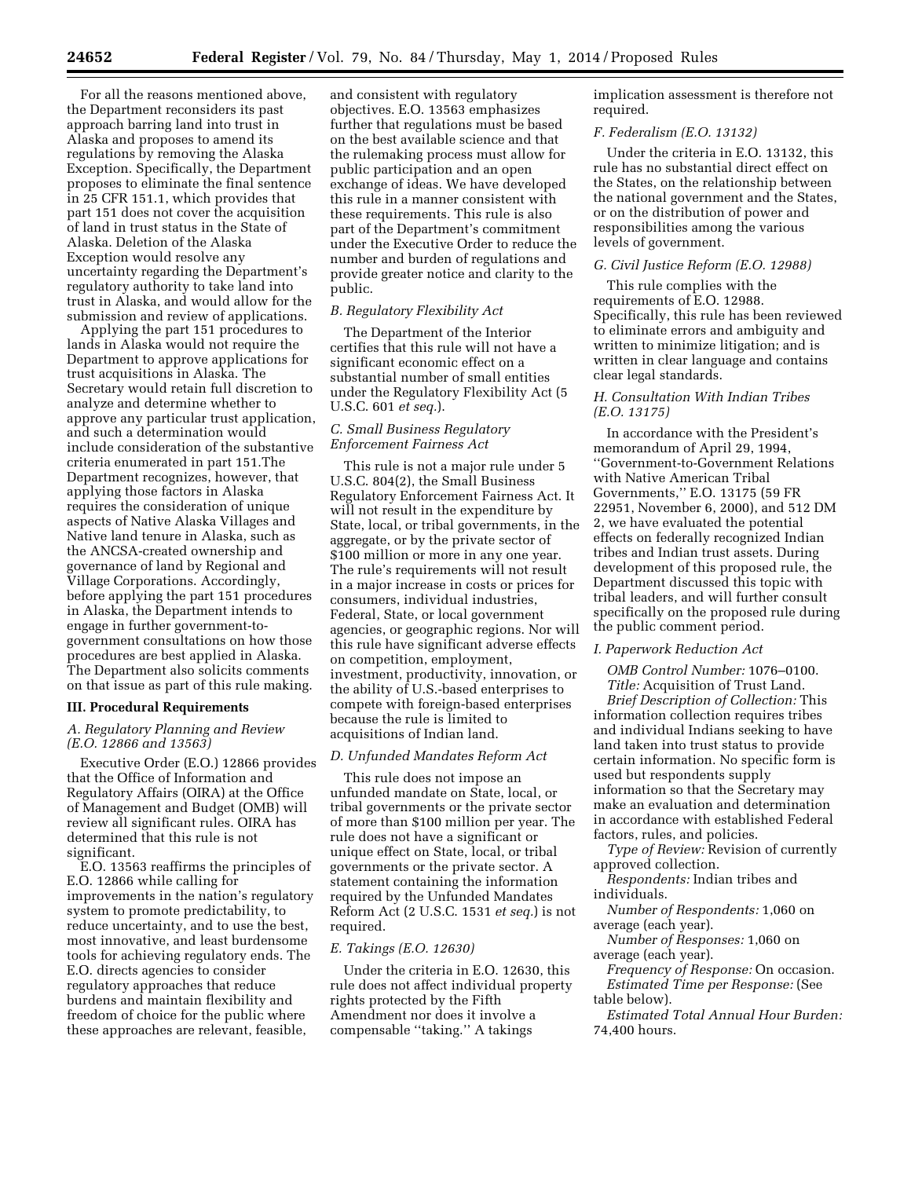For all the reasons mentioned above, the Department reconsiders its past approach barring land into trust in Alaska and proposes to amend its regulations by removing the Alaska Exception. Specifically, the Department proposes to eliminate the final sentence in 25 CFR 151.1, which provides that part 151 does not cover the acquisition of land in trust status in the State of Alaska. Deletion of the Alaska Exception would resolve any uncertainty regarding the Department's regulatory authority to take land into trust in Alaska, and would allow for the submission and review of applications.

Applying the part 151 procedures to lands in Alaska would not require the Department to approve applications for trust acquisitions in Alaska. The Secretary would retain full discretion to analyze and determine whether to approve any particular trust application, and such a determination would include consideration of the substantive criteria enumerated in part 151.The Department recognizes, however, that applying those factors in Alaska requires the consideration of unique aspects of Native Alaska Villages and Native land tenure in Alaska, such as the ANCSA-created ownership and governance of land by Regional and Village Corporations. Accordingly, before applying the part 151 procedures in Alaska, the Department intends to engage in further government-to-government consultations on how those procedures are best applied in Alaska. The Department also solicits comments on that issue as part of this rule making.

## III. Procedural Requirements

### A. Regulatory Planning and Review (E.O. 12866 and 13563)

Executive Order (E.O.) 12866 provides that the Office of Information and Regulatory Affairs (OIRA) at the Office of Management and Budget (OMB) will review all significant rules. OIRA has determined that this rule is not significant.

E.O. 13563 reaffirms the principles of E.O. 12866 while calling for improvements in the nation's regulatory system to promote predictability, to reduce uncertainty, and to use the best, most innovative, and least burdensome tools for achieving regulatory ends. The E.O. directs agencies to consider regulatory approaches that reduce burdens and maintain flexibility and freedom of choice for the public where these approaches are relevant, feasible, and consistent with regulatory objectives. E.O. 13563 emphasizes further that regulations must be based on the best available science and that the rulemaking process must allow for public participation and an open exchange of ideas. We have developed this rule in a manner consistent with these requirements. This rule is also part of the Department's commitment under the Executive Order to reduce the number and burden of regulations and provide greater notice and clarity to the public.

### B. Regulatory Flexibility Act

The Department of the Interior certifies that this rule will not have a significant economic effect on a substantial number of small entities under the Regulatory Flexibility Act (5 U.S.C. 601 *et seq.*).

### C. Small Business Regulatory Enforcement Fairness Act

This rule is not a major rule under 5 U.S.C. 804(2), the Small Business Regulatory Enforcement Fairness Act. It will not result in the expenditure by State, local, or tribal governments, in the aggregate, or by the private sector of $100 million or more in any one year. The rule's requirements will not result in a major increase in costs or prices for consumers, individual industries, Federal, State, or local government agencies, or geographic regions. Nor will this rule have significant adverse effects on competition, employment, investment, productivity, innovation, or the ability of U.S.-based enterprises to compete with foreign-based enterprises because the rule is limited to acquisitions of Indian land.

### D. Unfunded Mandates Reform Act

This rule does not impose an unfunded mandate on State, local, or tribal governments or the private sector of more than $100 million per year. The rule does not have a significant or unique effect on State, local, or tribal governments or the private sector. A statement containing the information required by the Unfunded Mandates Reform Act (2 U.S.C. 1531 *et seq.*) is not required.

### E. Takings (E.O. 12630)

Under the criteria in E.O. 12630, this rule does not affect individual property rights protected by the Fifth Amendment nor does it involve a compensable ''taking.'' A takings implication assessment is therefore not required.

### F. Federalism (E.O. 13132)

Under the criteria in E.O. 13132, this rule has no substantial direct effect on the States, on the relationship between the national government and the States, or on the distribution of power and responsibilities among the various levels of government.

### G. Civil Justice Reform (E.O. 12988)

This rule complies with the requirements of E.O. 12988. Specifically, this rule has been reviewed to eliminate errors and ambiguity and written to minimize litigation; and is written in clear language and contains clear legal standards.

### H. Consultation With Indian Tribes (E.O. 13175)

In accordance with the President's memorandum of April 29, 1994, ''Government-to-Government Relations with Native American Tribal Governments,'' E.O. 13175 (59 FR 22951, November 6, 2000), and 512 DM 2, we have evaluated the potential effects on federally recognized Indian tribes and Indian trust assets. During development of this proposed rule, the Department discussed this topic with tribal leaders, and will further consult specifically on the proposed rule during the public comment period.

### I. Paperwork Reduction Act

*OMB Control Number:* 1076–0100.

*Title:* Acquisition of Trust Land.

*Brief Description of Collection:* This information collection requires tribes and individual Indians seeking to have land taken into trust status to provide certain information. No specific form is used but respondents supply information so that the Secretary may make an evaluation and determination in accordance with established Federal factors, rules, and policies.

*Type of Review:* Revision of currently approved collection.

*Respondents:* Indian tribes and individuals.

*Number of Respondents:* 1,060 on average (each year).

*Number of Responses:* 1,060 on average (each year).

*Frequency of Response:* On occasion.

*Estimated Time per Response:* (See table below).

*Estimated Total Annual Hour Burden:* 74,400 hours.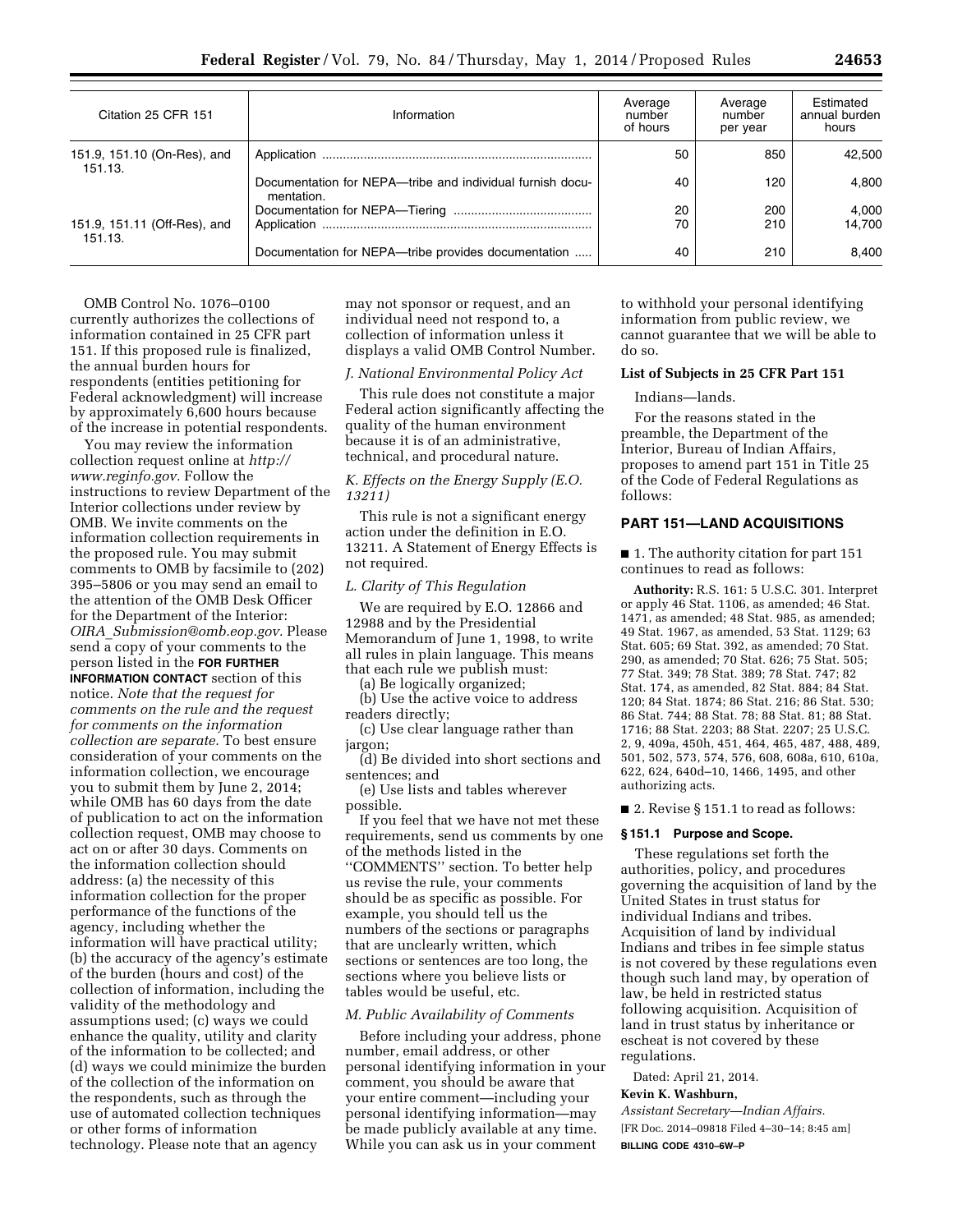| Citation 25 CFR 151 | Information | Average number of hours | Average number per year | Estimated annual burden hours |
|---|---|---|---|---|
| 151.9, 151.10 (On-Res), and 151.13. | Application | 50 | 850 | 42,500 |
| | Documentation for NEPA—tribe and individual furnish documentation. | 40 | 120 | 4,800 |
| | Documentation for NEPA—Tiering | 20 | 200 | 4,000 |
| 151.9, 151.11 (Off-Res), and 151.13. | Application | 70 | 210 | 14,700 |
| | Documentation for NEPA—tribe provides documentation | 40 | 210 | 8,400 |

OMB Control No. 1076–0100 currently authorizes the collections of information contained in 25 CFR part 151. If this proposed rule is finalized, the annual burden hours for respondents (entities petitioning for Federal acknowledgment) will increase by approximately 6,600 hours because of the increase in potential respondents.

You may review the information collection request online at *http://www.reginfo.gov.* Follow the instructions to review Department of the Interior collections under review by OMB. We invite comments on the information collection requirements in the proposed rule. You may submit comments to OMB by facsimile to (202) 395–5806 or you may send an email to the attention of the OMB Desk Officer for the Department of the Interior: *OIRA_Submission@omb.eop.gov.* Please send a copy of your comments to the person listed in the **FOR FURTHER INFORMATION CONTACT** section of this notice. *Note that the request for comments on the rule and the request for comments on the information collection are separate.* To best ensure consideration of your comments on the information collection, we encourage you to submit them by June 2, 2014; while OMB has 60 days from the date of publication to act on the information collection request, OMB may choose to act on or after 30 days. Comments on the information collection should address: (a) the necessity of this information collection for the proper performance of the functions of the agency, including whether the information will have practical utility; (b) the accuracy of the agency's estimate of the burden (hours and cost) of the collection of information, including the validity of the methodology and assumptions used; (c) ways we could enhance the quality, utility and clarity of the information to be collected; and (d) ways we could minimize the burden of the collection of the information on the respondents, such as through the use of automated collection techniques or other forms of information technology. Please note that an agency may not sponsor or request, and an individual need not respond to, a collection of information unless it displays a valid OMB Control Number.

### *J. National Environmental Policy Act*

This rule does not constitute a major Federal action significantly affecting the quality of the human environment because it is of an administrative, technical, and procedural nature.

### *K. Effects on the Energy Supply (E.O. 13211)*

This rule is not a significant energy action under the definition in E.O. 13211. A Statement of Energy Effects is not required.

### *L. Clarity of This Regulation*

We are required by E.O. 12866 and 12988 and by the Presidential Memorandum of June 1, 1998, to write all rules in plain language. This means that each rule we publish must:

(a) Be logically organized;

(b) Use the active voice to address readers directly;

(c) Use clear language rather than jargon;

(d) Be divided into short sections and sentences; and

(e) Use lists and tables wherever possible.

If you feel that we have not met these requirements, send us comments by one of the methods listed in the ''COMMENTS'' section. To better help us revise the rule, your comments should be as specific as possible. For example, you should tell us the numbers of the sections or paragraphs that are unclearly written, which sections or sentences are too long, the sections where you believe lists or tables would be useful, etc.

### *M. Public Availability of Comments*

Before including your address, phone number, email address, or other personal identifying information in your comment, you should be aware that your entire comment—including your personal identifying information—may be made publicly available at any time. While you can ask us in your comment to withhold your personal identifying information from public review, we cannot guarantee that we will be able to do so.

### List of Subjects in 25 CFR Part 151

Indians—lands.

For the reasons stated in the preamble, the Department of the Interior, Bureau of Indian Affairs, proposes to amend part 151 in Title 25 of the Code of Federal Regulations as follows:

## PART 151—LAND ACQUISITIONS

■ 1. The authority citation for part 151 continues to read as follows:

**Authority:** R.S. 161: 5 U.S.C. 301. Interpret or apply 46 Stat. 1106, as amended; 46 Stat. 1471, as amended; 48 Stat. 985, as amended; 49 Stat. 1967, as amended, 53 Stat. 1129; 63 Stat. 605; 69 Stat. 392, as amended; 70 Stat. 290, as amended; 70 Stat. 626; 75 Stat. 505; 77 Stat. 349; 78 Stat. 389; 78 Stat. 747; 82 Stat. 174, as amended, 82 Stat. 884; 84 Stat. 120; 84 Stat. 1874; 86 Stat. 216; 86 Stat. 530; 86 Stat. 744; 88 Stat. 78; 88 Stat. 81; 88 Stat. 1716; 88 Stat. 2203; 88 Stat. 2207; 25 U.S.C. 2, 9, 409a, 450h, 451, 464, 465, 487, 488, 489, 501, 502, 573, 574, 576, 608, 608a, 610, 610a, 622, 624, 640d–10, 1466, 1495, and other authorizing acts.

■ 2. Revise § 151.1 to read as follows:

### § 151.1 Purpose and Scope.

These regulations set forth the authorities, policy, and procedures governing the acquisition of land by the United States in trust status for individual Indians and tribes. Acquisition of land by individual Indians and tribes in fee simple status is not covered by these regulations even though such land may, by operation of law, be held in restricted status following acquisition. Acquisition of land in trust status by inheritance or escheat is not covered by these regulations.

Dated: April 21, 2014.

**Kevin K. Washburn,**

*Assistant Secretary—Indian Affairs.*

[FR Doc. 2014–09818 Filed 4–30–14; 8:45 am]

**BILLING CODE 4310–6W–P**